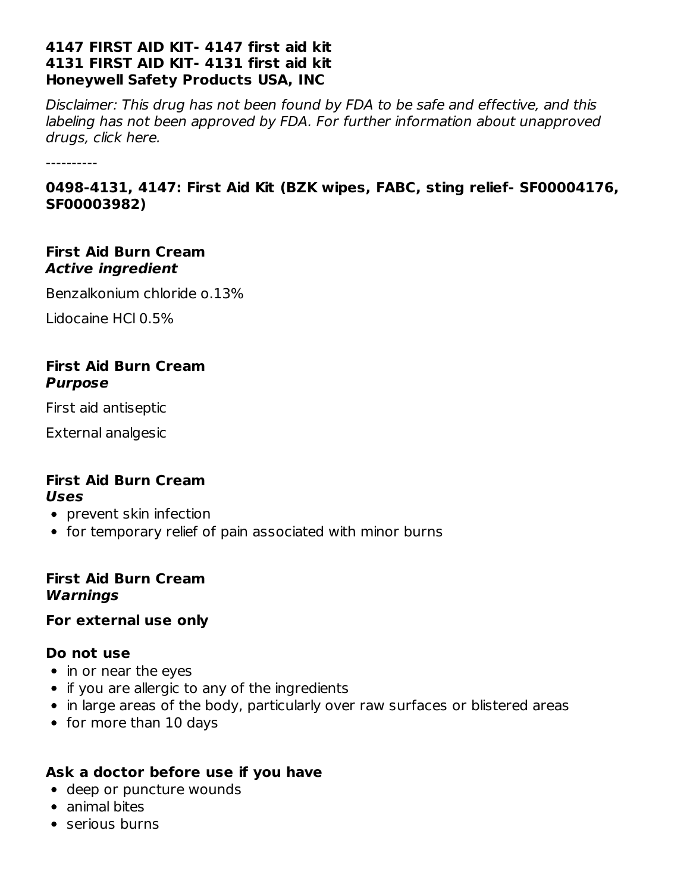**4147 FIRST AID KIT- 4147 first aid kit**
**4131 FIRST AID KIT- 4131 first aid kit**
**Honeywell Safety Products USA, INC**

*Disclaimer: This drug has not been found by FDA to be safe and effective, and this labeling has not been approved by FDA. For further information about unapproved drugs, click here.*

----------

### 0498-4131, 4147: First Aid Kit (BZK wipes, FABC, sting relief- SF00004176, SF00003982)

**First Aid Burn Cream**
***Active ingredient***

Benzalkonium chloride o.13%

Lidocaine HCl 0.5%

**First Aid Burn Cream**
***Purpose***

First aid antiseptic

External analgesic

**First Aid Burn Cream**
***Uses***

- prevent skin infection
- for temporary relief of pain associated with minor burns

**First Aid Burn Cream**
***Warnings***

**For external use only**

**Do not use**

- in or near the eyes
- if you are allergic to any of the ingredients
- in large areas of the body, particularly over raw surfaces or blistered areas
- for more than 10 days

**Ask a doctor before use if you have**

- deep or puncture wounds
- animal bites
- serious burns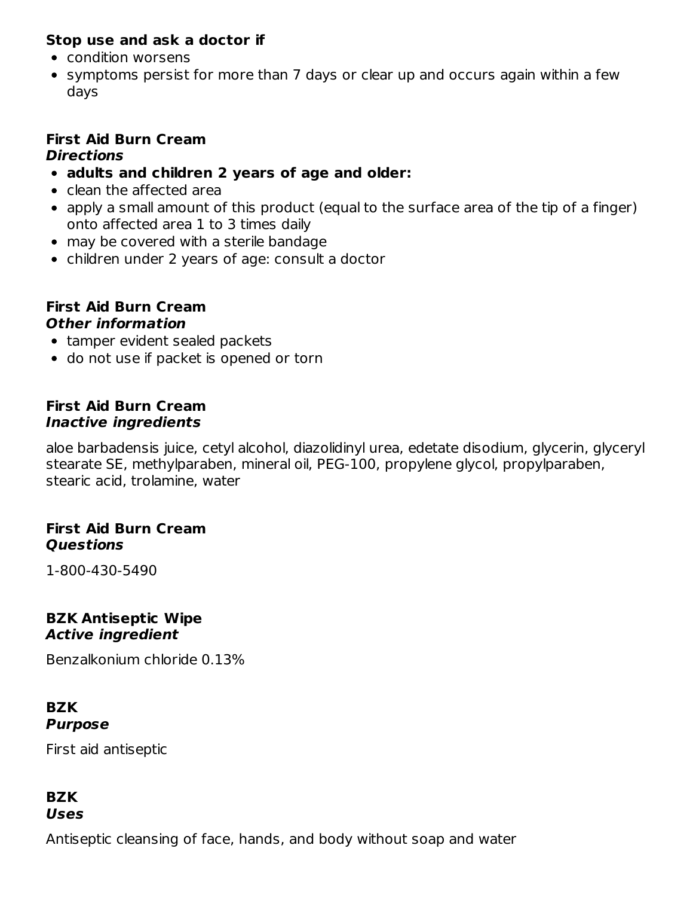**Stop use and ask a doctor if**

- condition worsens
- symptoms persist for more than 7 days or clear up and occurs again within a few days

**First Aid Burn Cream**
***Directions***

- **adults and children 2 years of age and older:**
- clean the affected area
- apply a small amount of this product (equal to the surface area of the tip of a finger) onto affected area 1 to 3 times daily
- may be covered with a sterile bandage
- children under 2 years of age: consult a doctor

**First Aid Burn Cream**
***Other information***

- tamper evident sealed packets
- do not use if packet is opened or torn

**First Aid Burn Cream**
***Inactive ingredients***

aloe barbadensis juice, cetyl alcohol, diazolidinyl urea, edetate disodium, glycerin, glyceryl stearate SE, methylparaben, mineral oil, PEG-100, propylene glycol, propylparaben, stearic acid, trolamine, water

**First Aid Burn Cream**
***Questions***

1-800-430-5490

**BZK Antiseptic Wipe**
***Active ingredient***

Benzalkonium chloride 0.13%

**BZK**
***Purpose***

First aid antiseptic

**BZK**
***Uses***

Antiseptic cleansing of face, hands, and body without soap and water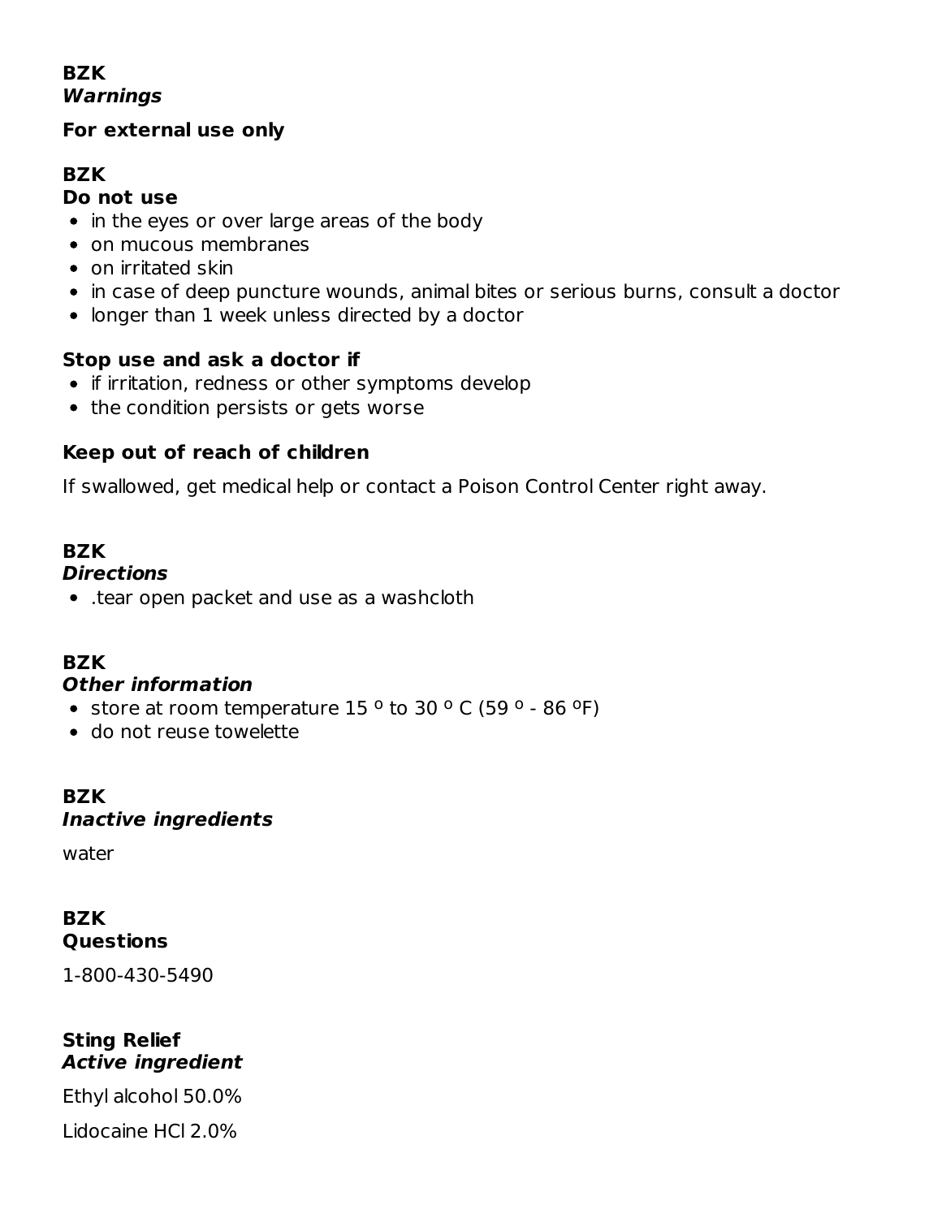**BZK**
***Warnings***

**For external use only**

**BZK**
**Do not use**

- in the eyes or over large areas of the body
- on mucous membranes
- on irritated skin
- in case of deep puncture wounds, animal bites or serious burns, consult a doctor
- longer than 1 week unless directed by a doctor

**Stop use and ask a doctor if**

- if irritation, redness or other symptoms develop
- the condition persists or gets worse

**Keep out of reach of children**

If swallowed, get medical help or contact a Poison Control Center right away.

**BZK**
***Directions***

- .tear open packet and use as a washcloth

**BZK**
***Other information***

- store at room temperature 15 º to 30 º C (59 º - 86 ºF)
- do not reuse towelette

**BZK**
***Inactive ingredients***

water

**BZK**
**Questions**

1-800-430-5490

**Sting Relief**
***Active ingredient***

Ethyl alcohol 50.0%

Lidocaine HCl 2.0%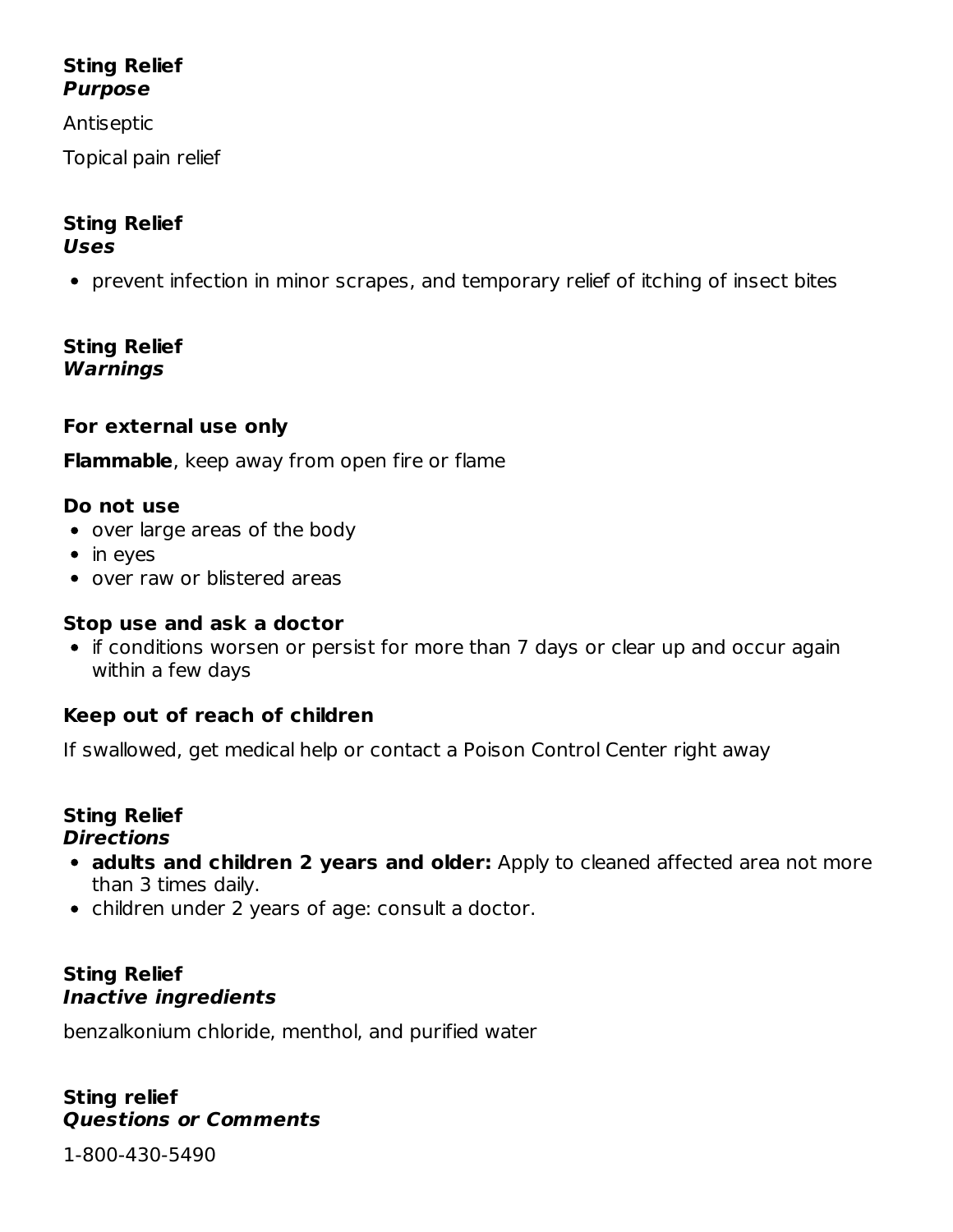**Sting Relief**
***Purpose***

Antiseptic

Topical pain relief

**Sting Relief**
***Uses***

- prevent infection in minor scrapes, and temporary relief of itching of insect bites

**Sting Relief**
***Warnings***

**For external use only**

**Flammable**, keep away from open fire or flame

**Do not use**

- over large areas of the body
- in eyes
- over raw or blistered areas

**Stop use and ask a doctor**

- if conditions worsen or persist for more than 7 days or clear up and occur again within a few days

**Keep out of reach of children**

If swallowed, get medical help or contact a Poison Control Center right away

**Sting Relief**
***Directions***

- **adults and children 2 years and older:** Apply to cleaned affected area not more than 3 times daily.
- children under 2 years of age: consult a doctor.

**Sting Relief**
***Inactive ingredients***

benzalkonium chloride, menthol, and purified water

**Sting relief**
***Questions or Comments***

1-800-430-5490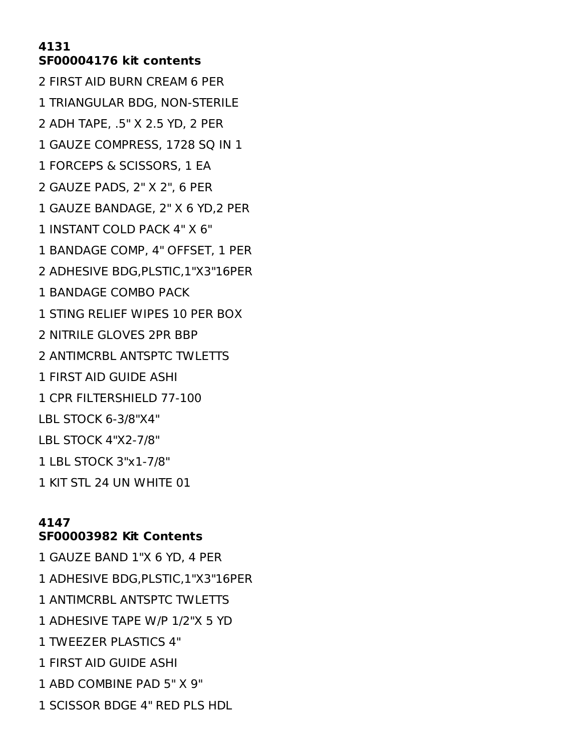**4131**
**SF00004176 kit contents**

2 FIRST AID BURN CREAM 6 PER

1 TRIANGULAR BDG, NON-STERILE

2 ADH TAPE, .5" X 2.5 YD, 2 PER

1 GAUZE COMPRESS, 1728 SQ IN 1

1 FORCEPS & SCISSORS, 1 EA

2 GAUZE PADS, 2" X 2", 6 PER

1 GAUZE BANDAGE, 2" X 6 YD,2 PER

1 INSTANT COLD PACK 4" X 6"

1 BANDAGE COMP, 4" OFFSET, 1 PER

2 ADHESIVE BDG,PLSTIC,1"X3"16PER

1 BANDAGE COMBO PACK

1 STING RELIEF WIPES 10 PER BOX

2 NITRILE GLOVES 2PR BBP

2 ANTIMCRBL ANTSPTC TWLETTS

1 FIRST AID GUIDE ASHI

1 CPR FILTERSHIELD 77-100

LBL STOCK 6-3/8"X4"

LBL STOCK 4"X2-7/8"

1 LBL STOCK 3"x1-7/8"

1 KIT STL 24 UN WHITE 01

**4147**
**SF00003982 Kit Contents**

1 GAUZE BAND 1"X 6 YD, 4 PER

1 ADHESIVE BDG,PLSTIC,1"X3"16PER

1 ANTIMCRBL ANTSPTC TWLETTS

1 ADHESIVE TAPE W/P 1/2"X 5 YD

1 TWEEZER PLASTICS 4"

1 FIRST AID GUIDE ASHI

1 ABD COMBINE PAD 5" X 9"

1 SCISSOR BDGE 4" RED PLS HDL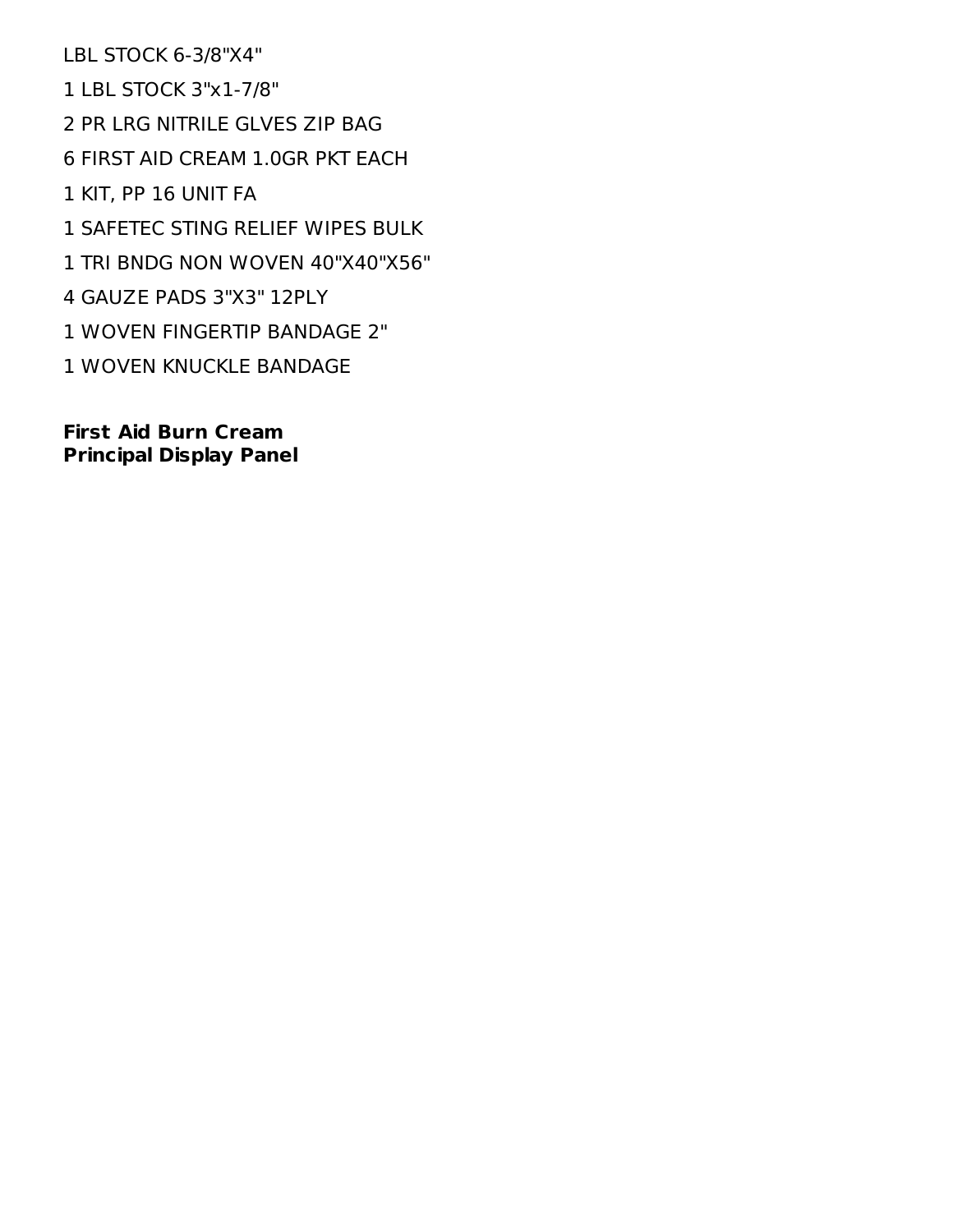LBL STOCK 6-3/8"X4"

1 LBL STOCK 3"x1-7/8"

2 PR LRG NITRILE GLVES ZIP BAG

6 FIRST AID CREAM 1.0GR PKT EACH

1 KIT, PP 16 UNIT FA

1 SAFETEC STING RELIEF WIPES BULK

1 TRI BNDG NON WOVEN 40"X40"X56"

4 GAUZE PADS 3"X3" 12PLY

1 WOVEN FINGERTIP BANDAGE 2"

1 WOVEN KNUCKLE BANDAGE

**First Aid Burn Cream**
**Principal Display Panel**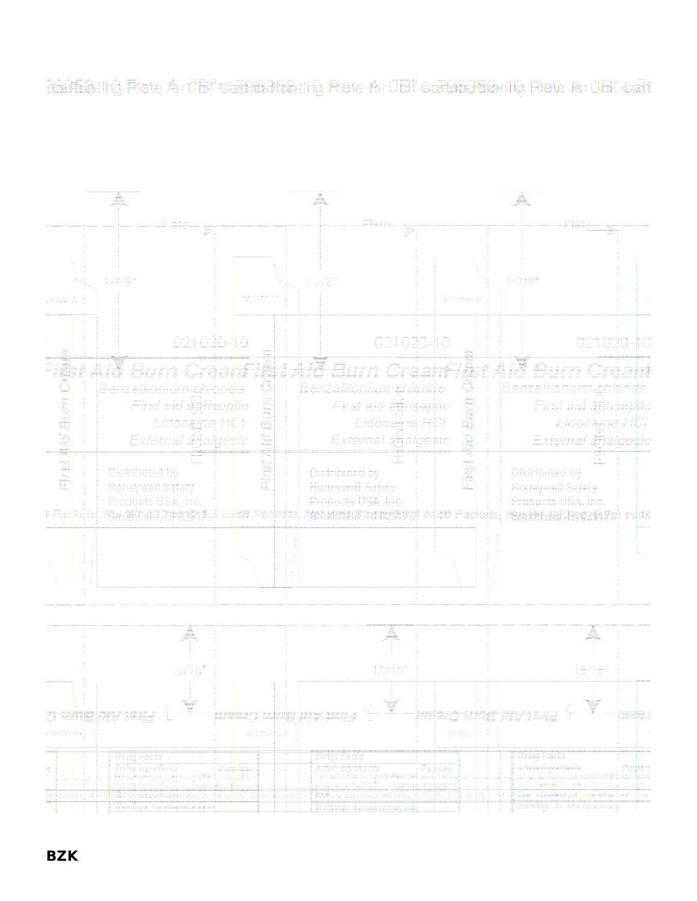021020-10

First Aid Burn Cream

Benzalkonium chloride

First aid antiseptic

Lidocaine HCl

External analgesic

Distributed by

Honeywell Safety

Products USA, Inc.

1-7/8"

15/16"

Drug Facts

**BZK**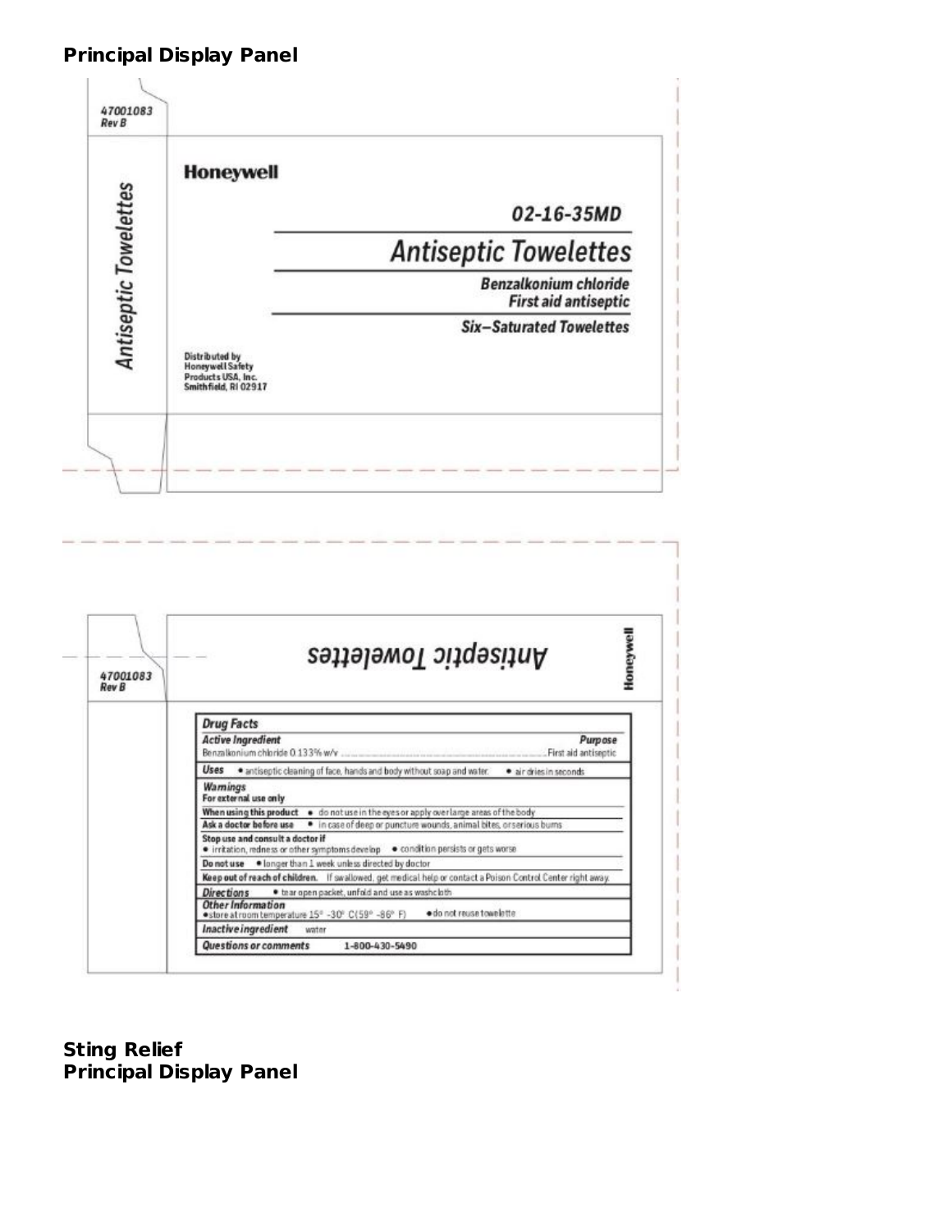**Principal Display Panel**

47001083
Rev B

Antiseptic Towelettes

Honeywell

02-16-35MD

Antiseptic Towelettes

Benzalkonium chloride
First aid antiseptic

Six–Saturated Towelettes

Distributed by
Honeywell Safety
Products USA, Inc.
Smithfield, RI 02917

47001083
Rev B

Antiseptic Towelettes

Honeywell

**Drug Facts**

**Active Ingredient** — **Purpose**
Benzalkonium chloride 0.133% w/v .......... First aid antiseptic

**Uses** • antiseptic cleaning of face, hands and body without soap and water. • air dries in seconds

**Warnings**
**For external use only**

**When using this product** • do not use in the eyes or apply over large areas of the body

**Ask a doctor before use** • in case of deep or puncture wounds, animal bites, or serious burns

**Stop use and consult a doctor if**
• irritation, redness or other symptoms develop • condition persists or gets worse

**Do not use** • longer than 1 week unless directed by doctor

**Keep out of reach of children.** If swallowed, get medical help or contact a Poison Control Center right away.

**Directions** • tear open packet, unfold and use as washcloth

**Other Information**
• store at room temperature 15° -30° C(59° -86° F) • do not reuse towelette

**Inactive ingredient** water

**Questions or comments** 1-800-430-5490

**Sting Relief**
**Principal Display Panel**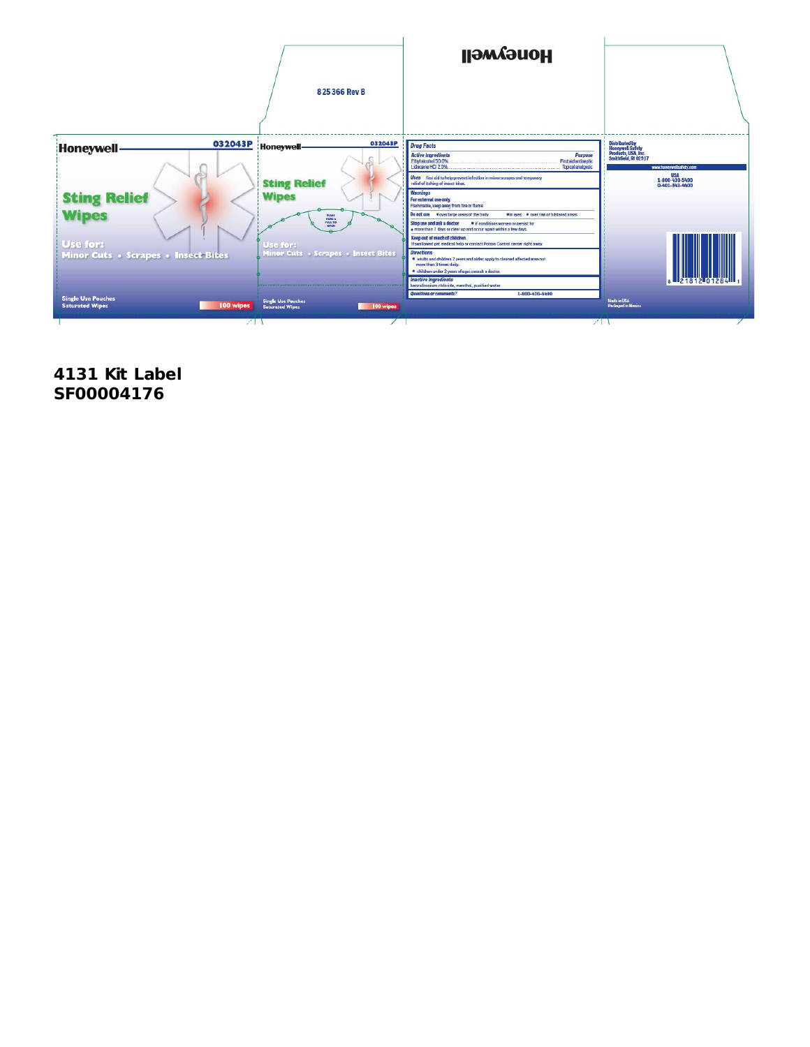825366 Rev B

Honeywell

Honeywell 032043P

# Sting Relief Wipes

Use for:
Minor Cuts • Scrapes • Insect Bites

Single Use Pouches
Saturated Wipes

100 wipes

Honeywell 032043P

Sting Relief Wipes

PUSH HERE & PULL TO OPEN

Use for:
Minor Cuts • Scrapes • Insect Bites

Single Use Pouches
Saturated Wipes

100 wipes

## Drug Facts

| Active ingredients | Purpose |
| --- | --- |
| Ethyl alcohol 50.0% | First aid antiseptic |
| Lidocaine HCl 2.0% | Topical analgesic |

**Uses** first aid to help prevent infection in minor scrapes and temporary relief of itching of insect bites.

**Warnings**

**For external use only.**
Flammable, keep away from fire or flame.

**Do not use** • over large areas of the body • in eyes • over raw or blistered areas

**Stop use and ask a doctor** • if condition worsens or persist for
• more than 7 days or clear up and occur again within a few days.

**Keep out of reach of children.**
If swallowed get medical help or contact Poison Control center right away.

**Directions**
- adults and children 2 years and older: apply to cleansed affected area not more than 3 times daily.
- children under 2 years of age: consult a doctor.

**Inactive ingredients**
benzalkonium chloride, menthol, purified water

**Questions or comments?** 1-800-420-5490

Distributed by
Honeywell Safety Products, USA, Inc.
Smithfield, RI 02917

www.honeywellsafety.com

USA
1-800-430-5490
0-401-943-4400

8 21812 01284 1

Made in USA
Packaged in Mexico

**4131 Kit Label**
**SF00004176**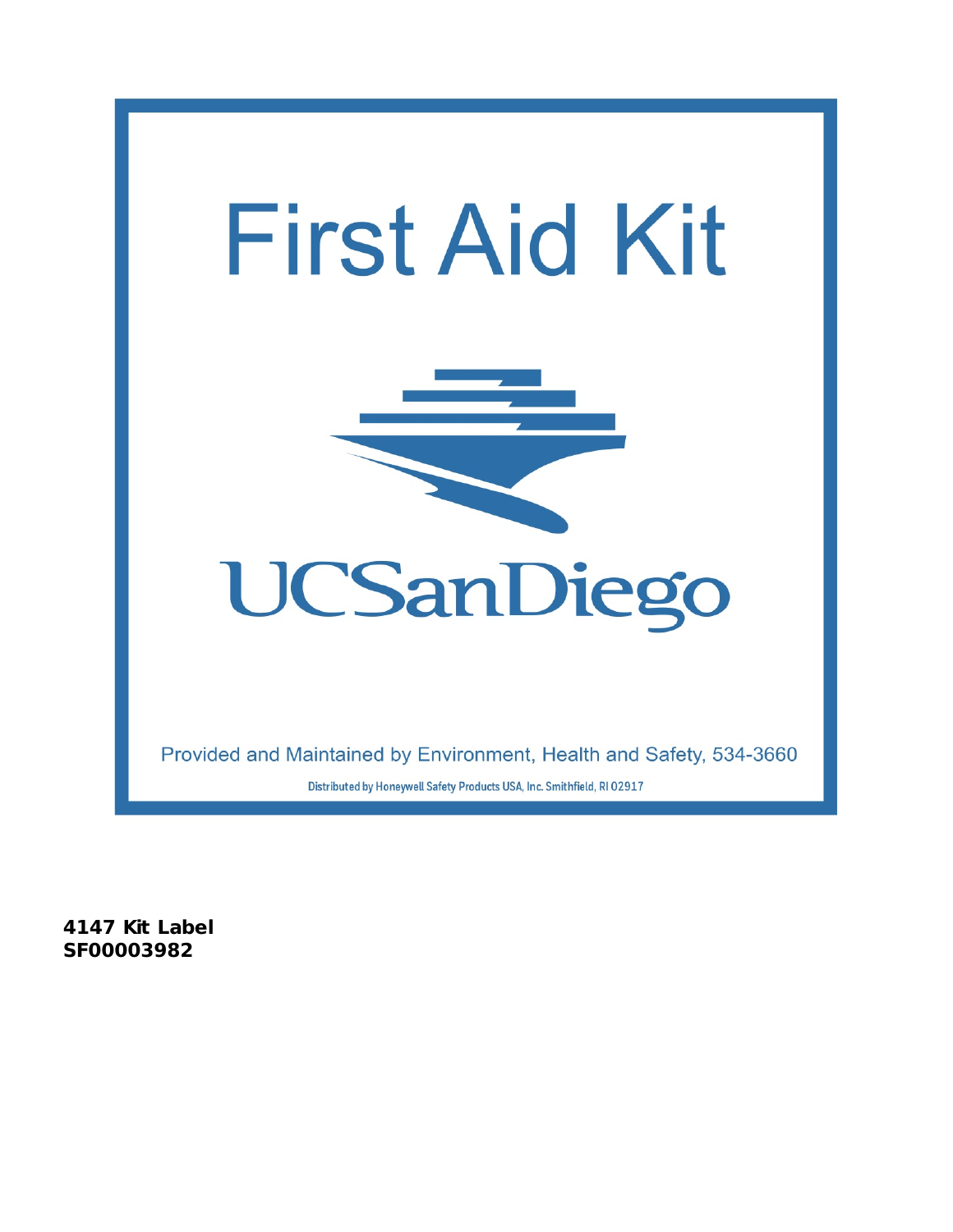# First Aid Kit

UCSanDiego

Provided and Maintained by Environment, Health and Safety, 534-3660

Distributed by Honeywell Safety Products USA, Inc. Smithfield, RI 02917

**4147 Kit Label**
**SF00003982**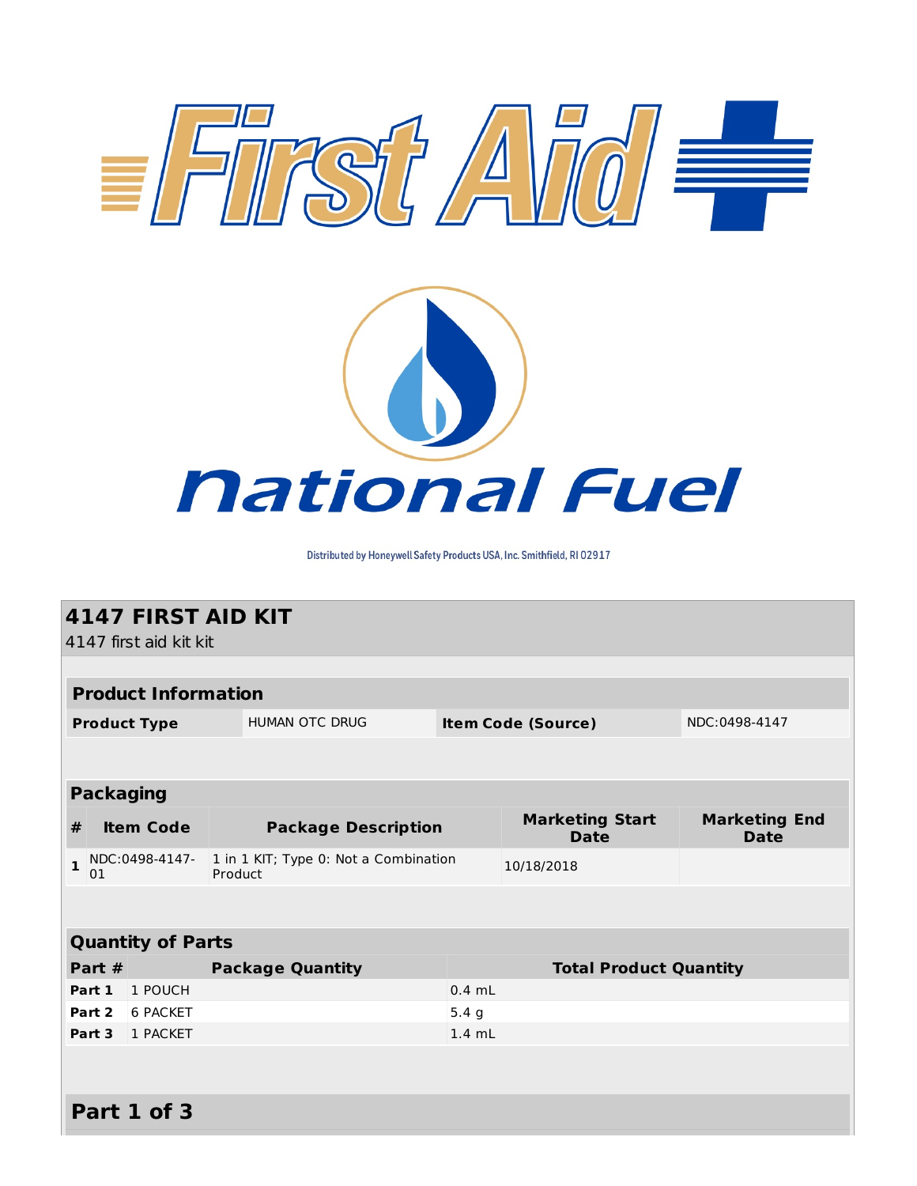First Aid

National Fuel

Distributed by Honeywell Safety Products USA, Inc. Smithfield, RI 02917

# 4147 FIRST AID KIT

4147 first aid kit kit

## Product Information

| Product Type | HUMAN OTC DRUG | Item Code (Source) | NDC:0498-4147 |
|---|---|---|---|

## Packaging

| # | Item Code | Package Description | Marketing Start Date | Marketing End Date |
|---|---|---|---|---|
| 1 | NDC:0498-4147-01 | 1 in 1 KIT; Type 0: Not a Combination Product | 10/18/2018 | |

## Quantity of Parts

| Part # | Package Quantity | Total Product Quantity |
|---|---|---|
| Part 1 | 1 POUCH | 0.4 mL |
| Part 2 | 6 PACKET | 5.4 g |
| Part 3 | 1 PACKET | 1.4 mL |

## Part 1 of 3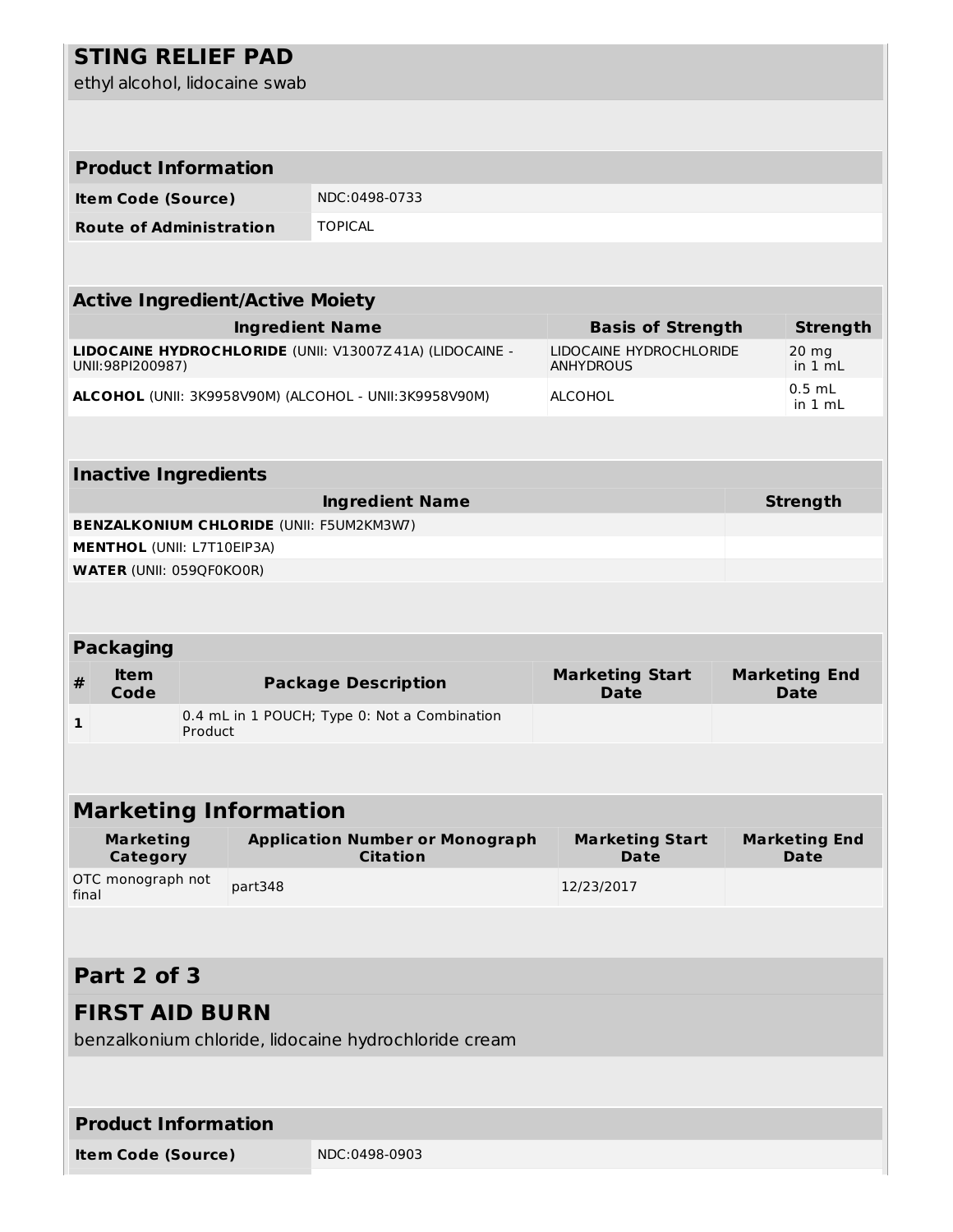## STING RELIEF PAD

ethyl alcohol, lidocaine swab

| Product Information | |
|---|---|
| **Item Code (Source)** | NDC:0498-0733 |
| **Route of Administration** | TOPICAL |

| Active Ingredient/Active Moiety | | |
|---|---|---|
| **Ingredient Name** | **Basis of Strength** | **Strength** |
| **LIDOCAINE HYDROCHLORIDE** (UNII: V13007Z41A) (LIDOCAINE - UNII:98PI200987) | LIDOCAINE HYDROCHLORIDE ANHYDROUS | 20 mg in 1 mL |
| **ALCOHOL** (UNII: 3K9958V90M) (ALCOHOL - UNII:3K9958V90M) | ALCOHOL | 0.5 mL in 1 mL |

| Inactive Ingredients | |
|---|---|
| **Ingredient Name** | **Strength** |
| **BENZALKONIUM CHLORIDE** (UNII: F5UM2KM3W7) | |
| **MENTHOL** (UNII: L7T10EIP3A) | |
| **WATER** (UNII: 059QF0KO0R) | |

| Packaging | | | | |
|---|---|---|---|---|
| **#** | **Item Code** | **Package Description** | **Marketing Start Date** | **Marketing End Date** |
| **1** | | 0.4 mL in 1 POUCH; Type 0: Not a Combination Product | | |

| Marketing Information | | | |
|---|---|---|---|
| **Marketing Category** | **Application Number or Monograph Citation** | **Marketing Start Date** | **Marketing End Date** |
| OTC monograph not final | part348 | 12/23/2017 | |

## Part 2 of 3

## FIRST AID BURN

benzalkonium chloride, lidocaine hydrochloride cream

| Product Information | |
|---|---|
| **Item Code (Source)** | NDC:0498-0903 |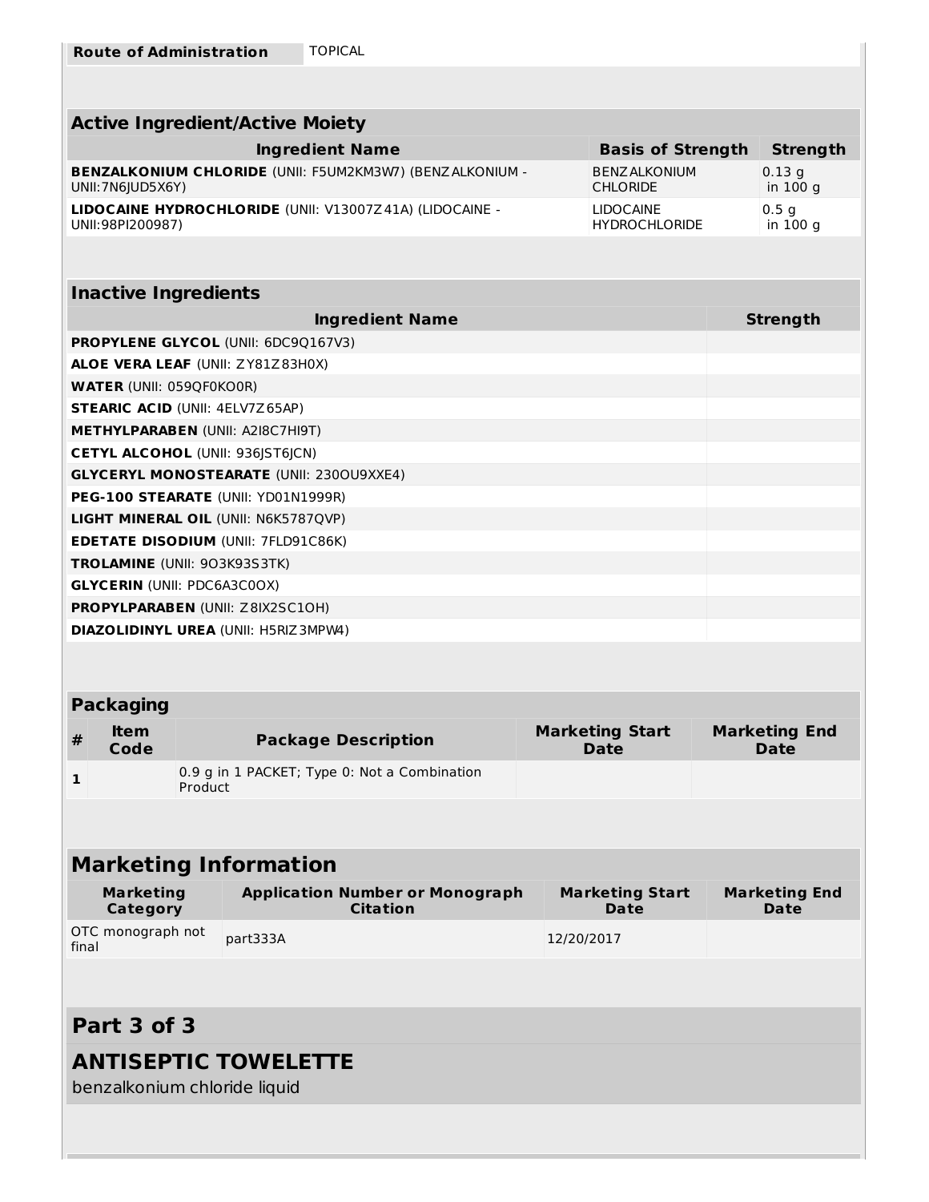| Route of Administration | TOPICAL |
| --- | --- |

| Active Ingredient/Active Moiety | | |
| --- | --- | --- |
| **Ingredient Name** | **Basis of Strength** | **Strength** |
| **BENZALKONIUM CHLORIDE** (UNII: F5UM2KM3W7) (BENZALKONIUM - UNII:7N6JUD5X6Y) | BENZALKONIUM CHLORIDE | 0.13 g in 100 g |
| **LIDOCAINE HYDROCHLORIDE** (UNII: V13007Z41A) (LIDOCAINE - UNII:98PI200987) | LIDOCAINE HYDROCHLORIDE | 0.5 g in 100 g |

| Inactive Ingredients | |
| --- | --- |
| **Ingredient Name** | **Strength** |
| **PROPYLENE GLYCOL** (UNII: 6DC9Q167V3) | |
| **ALOE VERA LEAF** (UNII: ZY81Z83H0X) | |
| **WATER** (UNII: 059QF0KO0R) | |
| **STEARIC ACID** (UNII: 4ELV7Z65AP) | |
| **METHYLPARABEN** (UNII: A2I8C7HI9T) | |
| **CETYL ALCOHOL** (UNII: 936JST6JCN) | |
| **GLYCERYL MONOSTEARATE** (UNII: 230OU9XXE4) | |
| **PEG-100 STEARATE** (UNII: YD01N1999R) | |
| **LIGHT MINERAL OIL** (UNII: N6K5787QVP) | |
| **EDETATE DISODIUM** (UNII: 7FLD91C86K) | |
| **TROLAMINE** (UNII: 9O3K93S3TK) | |
| **GLYCERIN** (UNII: PDC6A3C0OX) | |
| **PROPYLPARABEN** (UNII: Z8IX2SC1OH) | |
| **DIAZOLIDINYL UREA** (UNII: H5RIZ3MPW4) | |

| Packaging | | | | |
| --- | --- | --- | --- | --- |
| **#** | **Item Code** | **Package Description** | **Marketing Start Date** | **Marketing End Date** |
| **1** | | 0.9 g in 1 PACKET; Type 0: Not a Combination Product | | |

| Marketing Information | | | |
| --- | --- | --- | --- |
| **Marketing Category** | **Application Number or Monograph Citation** | **Marketing Start Date** | **Marketing End Date** |
| OTC monograph not final | part333A | 12/20/2017 | |

## Part 3 of 3

## ANTISEPTIC TOWELETTE

benzalkonium chloride liquid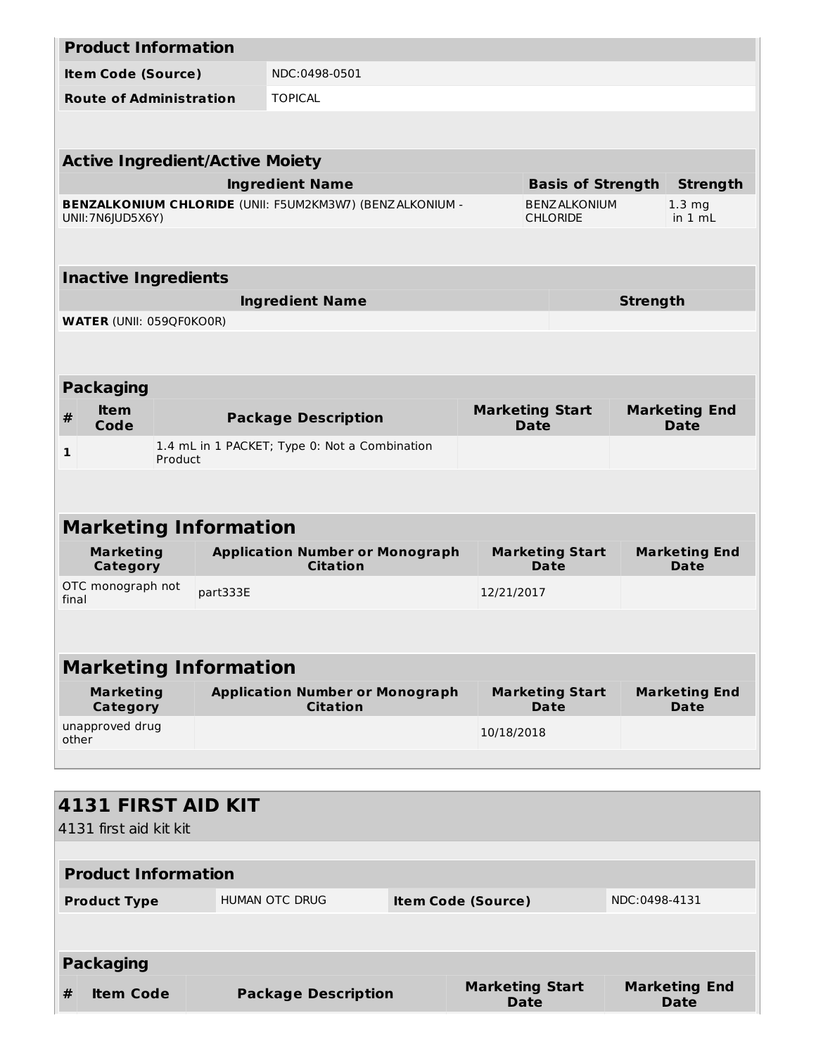| Product Information | |
|---|---|
| **Item Code (Source)** | NDC:0498-0501 |
| **Route of Administration** | TOPICAL |

| Active Ingredient/Active Moiety | | |
|---|---|---|
| **Ingredient Name** | **Basis of Strength** | **Strength** |
| **BENZALKONIUM CHLORIDE** (UNII: F5UM2KM3W7) (BENZALKONIUM - UNII:7N6JUD5X6Y) | BENZALKONIUM CHLORIDE | 1.3 mg in 1 mL |

| Inactive Ingredients | |
|---|---|
| **Ingredient Name** | **Strength** |
| **WATER** (UNII: 059QF0KO0R) | |

| Packaging | | | | |
|---|---|---|---|---|
| **#** | **Item Code** | **Package Description** | **Marketing Start Date** | **Marketing End Date** |
| **1** | | 1.4 mL in 1 PACKET; Type 0: Not a Combination Product | | |

## Marketing Information

| Marketing Category | Application Number or Monograph Citation | Marketing Start Date | Marketing End Date |
|---|---|---|---|
| OTC monograph not final | part333E | 12/21/2017 | |

## Marketing Information

| Marketing Category | Application Number or Monograph Citation | Marketing Start Date | Marketing End Date |
|---|---|---|---|
| unapproved drug other | | 10/18/2018 | |

## 4131 FIRST AID KIT

4131 first aid kit kit

| Product Information | | | |
|---|---|---|---|
| **Product Type** | HUMAN OTC DRUG | **Item Code (Source)** | NDC:0498-4131 |

| Packaging | | | | |
|---|---|---|---|---|
| **#** | **Item Code** | **Package Description** | **Marketing Start Date** | **Marketing End Date** |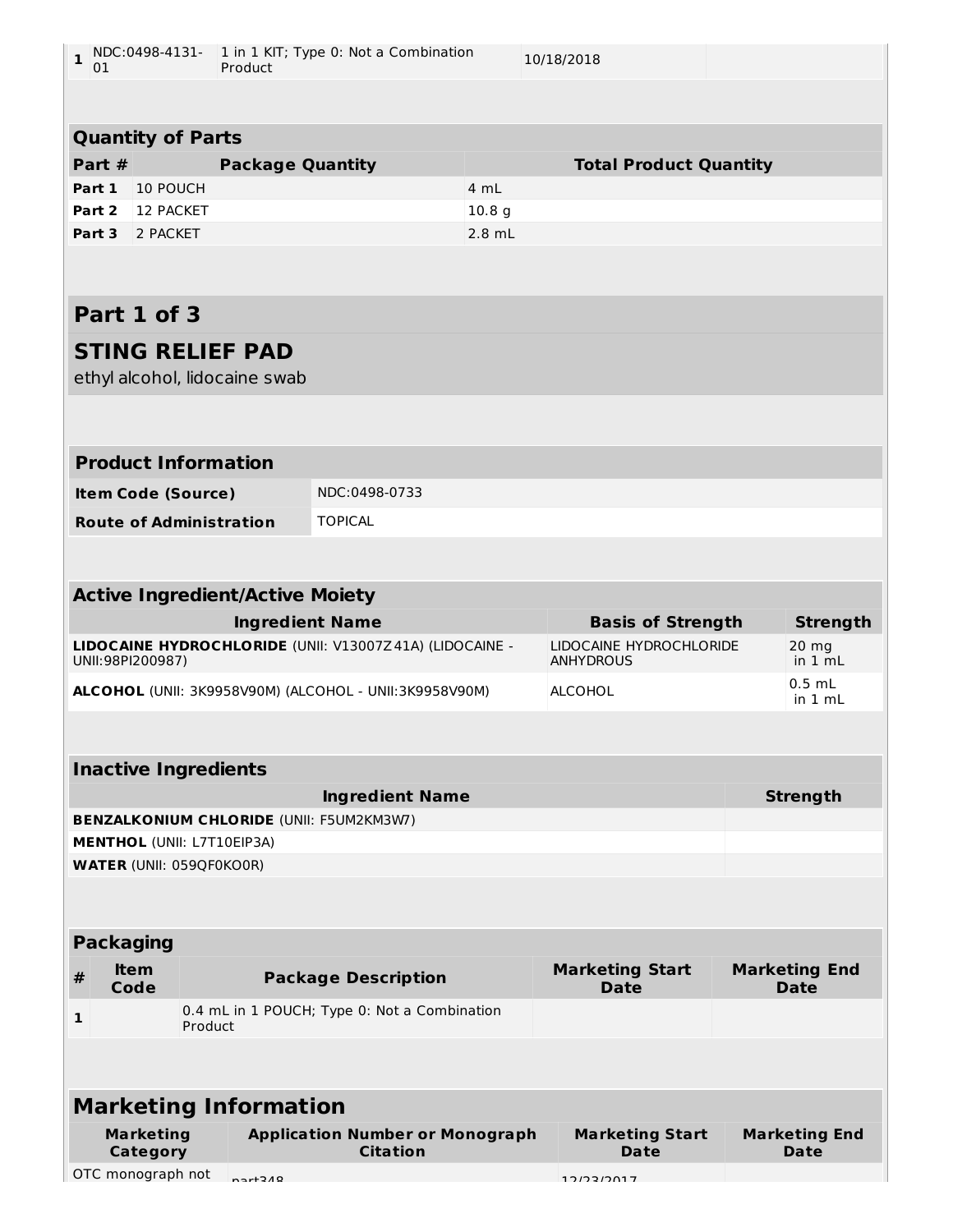| 1 | NDC:0498-4131-01 | 1 in 1 KIT; Type 0: Not a Combination Product | 10/18/2018 | |
|---|---|---|---|---|

| Quantity of Parts | | |
|---|---|---|
| **Part #** | **Package Quantity** | **Total Product Quantity** |
| **Part 1** | 10 POUCH | 4 mL |
| **Part 2** | 12 PACKET | 10.8 g |
| **Part 3** | 2 PACKET | 2.8 mL |

## Part 1 of 3

## STING RELIEF PAD

ethyl alcohol, lidocaine swab

| Product Information | |
|---|---|
| **Item Code (Source)** | NDC:0498-0733 |
| **Route of Administration** | TOPICAL |

| Active Ingredient/Active Moiety | | |
|---|---|---|
| **Ingredient Name** | **Basis of Strength** | **Strength** |
| **LIDOCAINE HYDROCHLORIDE** (UNII: V13007Z41A) (LIDOCAINE - UNII:98PI200987) | LIDOCAINE HYDROCHLORIDE ANHYDROUS | 20 mg in 1 mL |
| **ALCOHOL** (UNII: 3K9958V90M) (ALCOHOL - UNII:3K9958V90M) | ALCOHOL | 0.5 mL in 1 mL |

| Inactive Ingredients | |
|---|---|
| **Ingredient Name** | **Strength** |
| **BENZALKONIUM CHLORIDE** (UNII: F5UM2KM3W7) | |
| **MENTHOL** (UNII: L7T10EIP3A) | |
| **WATER** (UNII: 059QF0KO0R) | |

| Packaging | | | | |
|---|---|---|---|---|
| **#** | **Item Code** | **Package Description** | **Marketing Start Date** | **Marketing End Date** |
| 1 | | 0.4 mL in 1 POUCH; Type 0: Not a Combination Product | | |

| Marketing Information | | | |
|---|---|---|---|
| **Marketing Category** | **Application Number or Monograph Citation** | **Marketing Start Date** | **Marketing End Date** |
| OTC monograph not | part348 | 12/23/2017 | |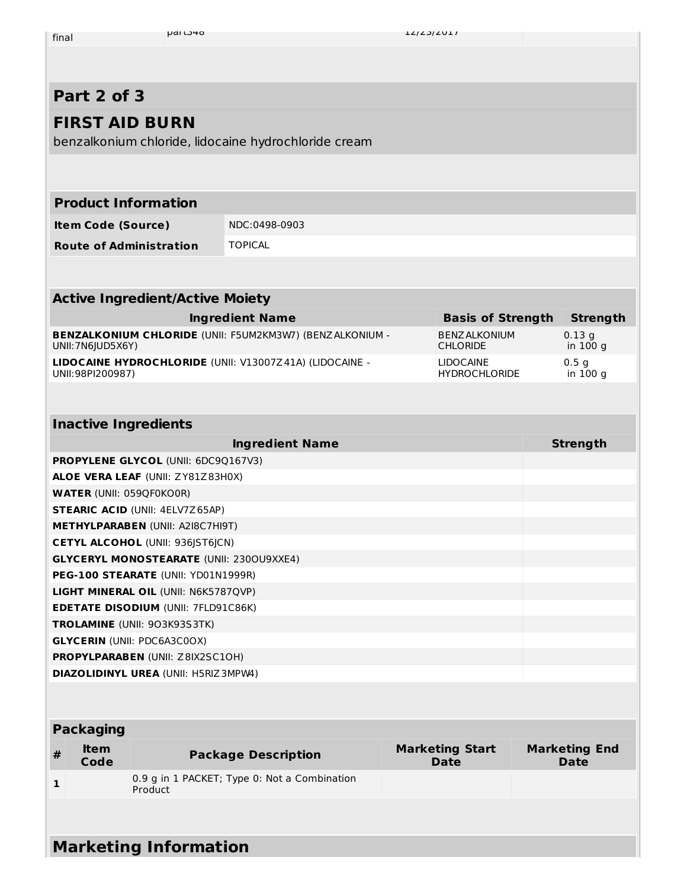| final | part348 | 12/23/2017 | |
|---|---|---|---|

## Part 2 of 3

## FIRST AID BURN

benzalkonium chloride, lidocaine hydrochloride cream

| Product Information | |
|---|---|
| **Item Code (Source)** | NDC:0498-0903 |
| **Route of Administration** | TOPICAL |

| Active Ingredient/Active Moiety | | |
|---|---|---|
| **Ingredient Name** | **Basis of Strength** | **Strength** |
| **BENZALKONIUM CHLORIDE** (UNII: F5UM2KM3W7) (BENZALKONIUM - UNII:7N6JUD5X6Y) | BENZALKONIUM CHLORIDE | 0.13 g in 100 g |
| **LIDOCAINE HYDROCHLORIDE** (UNII: V13007Z41A) (LIDOCAINE - UNII:98PI200987) | LIDOCAINE HYDROCHLORIDE | 0.5 g in 100 g |

| Inactive Ingredients | |
|---|---|
| **Ingredient Name** | **Strength** |
| **PROPYLENE GLYCOL** (UNII: 6DC9Q167V3) | |
| **ALOE VERA LEAF** (UNII: ZY81Z83H0X) | |
| **WATER** (UNII: 059QF0KO0R) | |
| **STEARIC ACID** (UNII: 4ELV7Z65AP) | |
| **METHYLPARABEN** (UNII: A2I8C7HI9T) | |
| **CETYL ALCOHOL** (UNII: 936JST6JCN) | |
| **GLYCERYL MONOSTEARATE** (UNII: 230OU9XXE4) | |
| **PEG-100 STEARATE** (UNII: YD01N1999R) | |
| **LIGHT MINERAL OIL** (UNII: N6K5787QVP) | |
| **EDETATE DISODIUM** (UNII: 7FLD91C86K) | |
| **TROLAMINE** (UNII: 9O3K93S3TK) | |
| **GLYCERIN** (UNII: PDC6A3C0OX) | |
| **PROPYLPARABEN** (UNII: Z8IX2SC1OH) | |
| **DIAZOLIDINYL UREA** (UNII: H5RIZ3MPW4) | |

| Packaging | | | | |
|---|---|---|---|---|
| **#** | **Item Code** | **Package Description** | **Marketing Start Date** | **Marketing End Date** |
| **1** | | 0.9 g in 1 PACKET; Type 0: Not a Combination Product | | |

## Marketing Information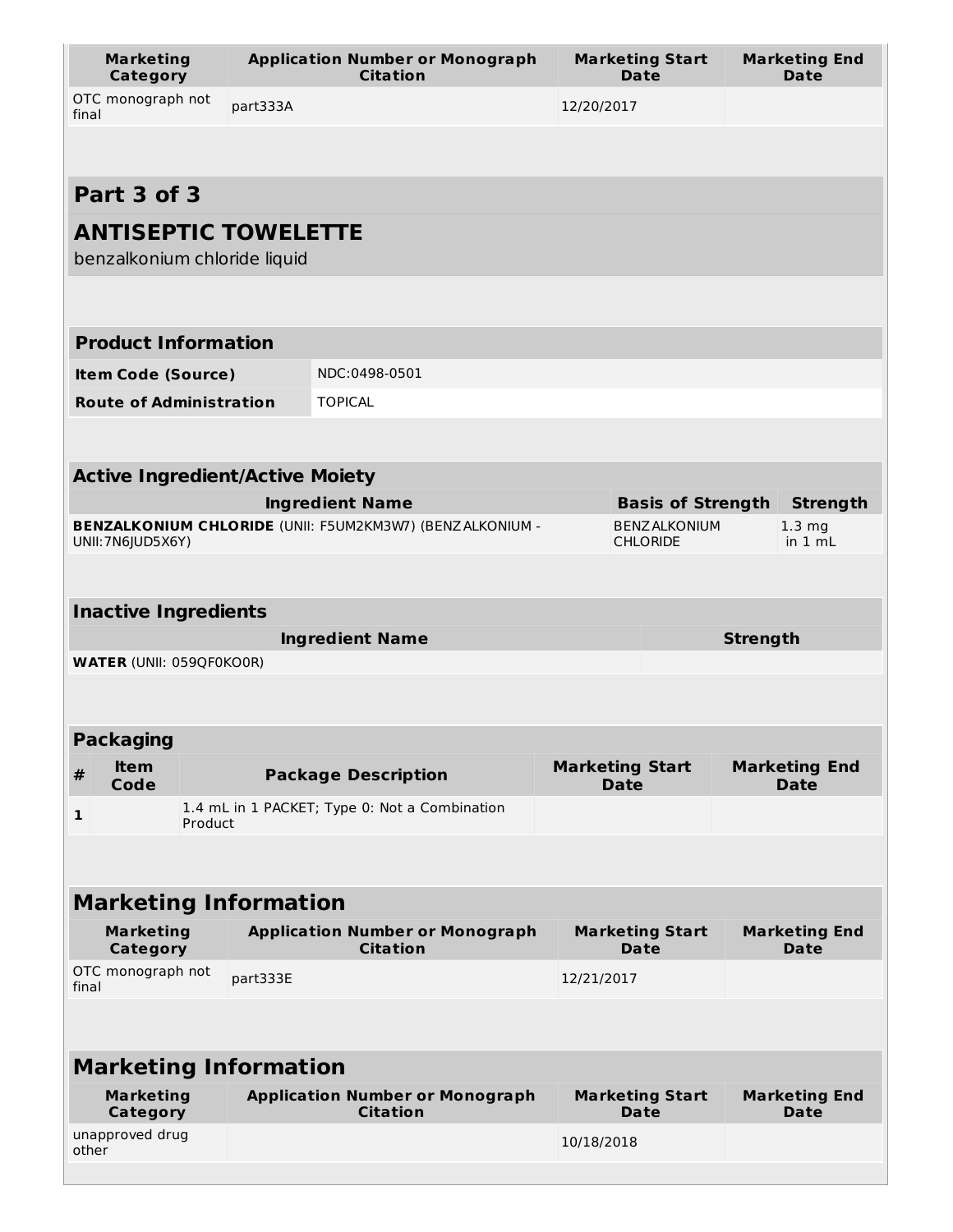| Marketing Category | Application Number or Monograph Citation | Marketing Start Date | Marketing End Date |
|---|---|---|---|
| OTC monograph not final | part333A | 12/20/2017 | |

## Part 3 of 3

## ANTISEPTIC TOWELETTE

benzalkonium chloride liquid

| Product Information | |
|---|---|
| **Item Code (Source)** | NDC:0498-0501 |
| **Route of Administration** | TOPICAL |

| Active Ingredient/Active Moiety | | |
|---|---|---|
| **Ingredient Name** | **Basis of Strength** | **Strength** |
| **BENZALKONIUM CHLORIDE** (UNII: F5UM2KM3W7) (BENZALKONIUM - UNII:7N6JUD5X6Y) | BENZALKONIUM CHLORIDE | 1.3 mg in 1 mL |

| Inactive Ingredients | |
|---|---|
| **Ingredient Name** | **Strength** |
| **WATER** (UNII: 059QF0KO0R) | |

| Packaging | | | | |
|---|---|---|---|---|
| **#** | **Item Code** | **Package Description** | **Marketing Start Date** | **Marketing End Date** |
| 1 | | 1.4 mL in 1 PACKET; Type 0: Not a Combination Product | | |

| Marketing Information | | | |
|---|---|---|---|
| **Marketing Category** | **Application Number or Monograph Citation** | **Marketing Start Date** | **Marketing End Date** |
| OTC monograph not final | part333E | 12/21/2017 | |

| Marketing Information | | | |
|---|---|---|---|
| **Marketing Category** | **Application Number or Monograph Citation** | **Marketing Start Date** | **Marketing End Date** |
| unapproved drug other | | 10/18/2018 | |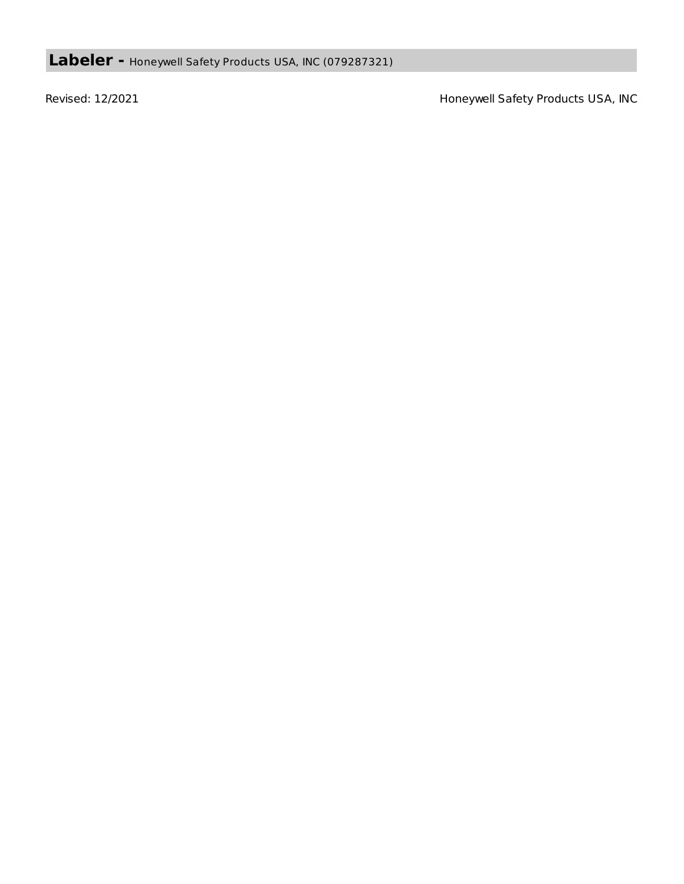**Labeler -** Honeywell Safety Products USA, INC (079287321)

Revised: 12/2021

Honeywell Safety Products USA, INC